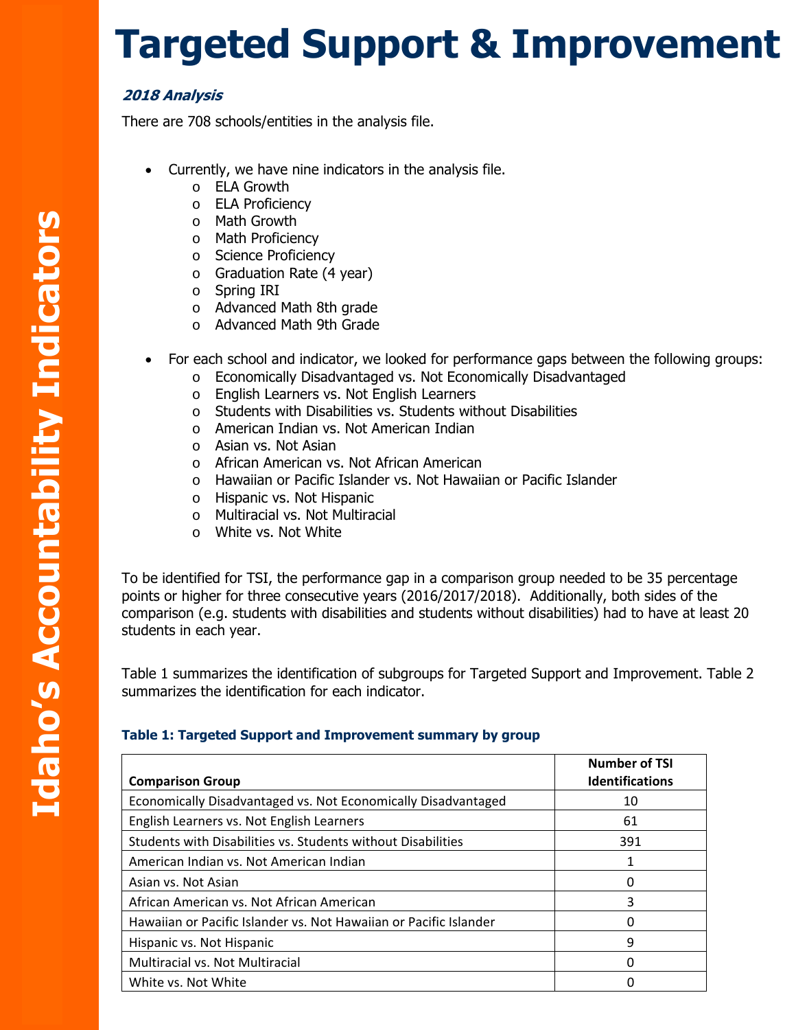# Targeted Support & Improvement

***2018 Analysis***

There are 708 schools/entities in the analysis file.

- Currently, we have nine indicators in the analysis file.
  - ELA Growth
  - ELA Proficiency
  - Math Growth
  - Math Proficiency
  - Science Proficiency
  - Graduation Rate (4 year)
  - Spring IRI
  - Advanced Math 8th grade
  - Advanced Math 9th Grade

- For each school and indicator, we looked for performance gaps between the following groups:
  - Economically Disadvantaged vs. Not Economically Disadvantaged
  - English Learners vs. Not English Learners
  - Students with Disabilities vs. Students without Disabilities
  - American Indian vs. Not American Indian
  - Asian vs. Not Asian
  - African American vs. Not African American
  - Hawaiian or Pacific Islander vs. Not Hawaiian or Pacific Islander
  - Hispanic vs. Not Hispanic
  - Multiracial vs. Not Multiracial
  - White vs. Not White

To be identified for TSI, the performance gap in a comparison group needed to be 35 percentage points or higher for three consecutive years (2016/2017/2018). Additionally, both sides of the comparison (e.g. students with disabilities and students without disabilities) had to have at least 20 students in each year.

Table 1 summarizes the identification of subgroups for Targeted Support and Improvement. Table 2 summarizes the identification for each indicator.

**Table 1: Targeted Support and Improvement summary by group**

| Comparison Group | Number of TSI Identifications |
|---|---|
| Economically Disadvantaged vs. Not Economically Disadvantaged | 10 |
| English Learners vs. Not English Learners | 61 |
| Students with Disabilities vs. Students without Disabilities | 391 |
| American Indian vs. Not American Indian | 1 |
| Asian vs. Not Asian | 0 |
| African American vs. Not African American | 3 |
| Hawaiian or Pacific Islander vs. Not Hawaiian or Pacific Islander | 0 |
| Hispanic vs. Not Hispanic | 9 |
| Multiracial vs. Not Multiracial | 0 |
| White vs. Not White | 0 |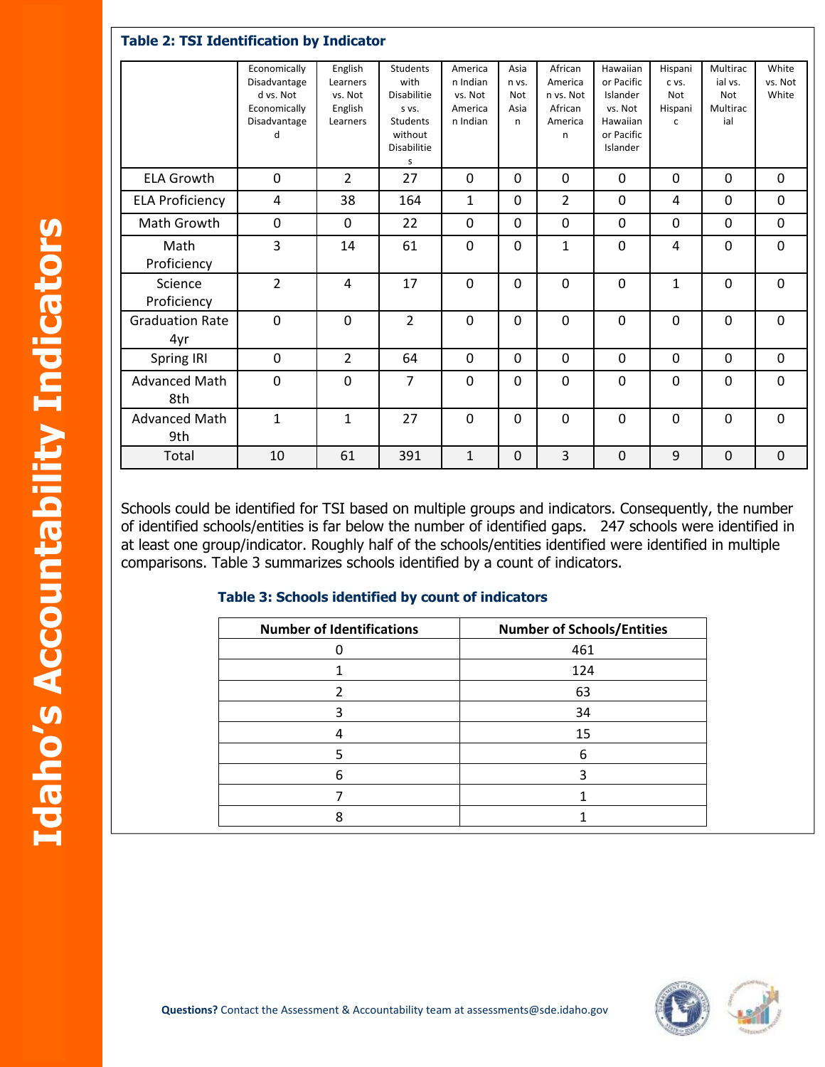### Table 2: TSI Identification by Indicator

| | Economically Disadvantaged vs. Not Economically Disadvantaged | English Learners vs. Not English Learners | Students with Disabilities vs. Students without Disabilities | American Indian vs. Not American Indian | Asian vs. Not Asian | African American vs. Not African American | Hawaiian or Pacific Islander vs. Not Hawaiian or Pacific Islander | Hispanic vs. Not Hispanic | Multiracial vs. Not Multiracial | White vs. Not White |
|---|---|---|---|---|---|---|---|---|---|---|
| ELA Growth | 0 | 2 | 27 | 0 | 0 | 0 | 0 | 0 | 0 | 0 |
| ELA Proficiency | 4 | 38 | 164 | 1 | 0 | 2 | 0 | 4 | 0 | 0 |
| Math Growth | 0 | 0 | 22 | 0 | 0 | 0 | 0 | 0 | 0 | 0 |
| Math Proficiency | 3 | 14 | 61 | 0 | 0 | 1 | 0 | 4 | 0 | 0 |
| Science Proficiency | 2 | 4 | 17 | 0 | 0 | 0 | 0 | 1 | 0 | 0 |
| Graduation Rate 4yr | 0 | 0 | 2 | 0 | 0 | 0 | 0 | 0 | 0 | 0 |
| Spring IRI | 0 | 2 | 64 | 0 | 0 | 0 | 0 | 0 | 0 | 0 |
| Advanced Math 8th | 0 | 0 | 7 | 0 | 0 | 0 | 0 | 0 | 0 | 0 |
| Advanced Math 9th | 1 | 1 | 27 | 0 | 0 | 0 | 0 | 0 | 0 | 0 |
| Total | 10 | 61 | 391 | 1 | 0 | 3 | 0 | 9 | 0 | 0 |

Schools could be identified for TSI based on multiple groups and indicators. Consequently, the number of identified schools/entities is far below the number of identified gaps. 247 schools were identified in at least one group/indicator. Roughly half of the schools/entities identified were identified in multiple comparisons. Table 3 summarizes schools identified by a count of indicators.

### Table 3: Schools identified by count of indicators

| Number of Identifications | Number of Schools/Entities |
|---|---|
| 0 | 461 |
| 1 | 124 |
| 2 | 63 |
| 3 | 34 |
| 4 | 15 |
| 5 | 6 |
| 6 | 3 |
| 7 | 1 |
| 8 | 1 |

**Questions?** Contact the Assessment & Accountability team at assessments@sde.idaho.gov